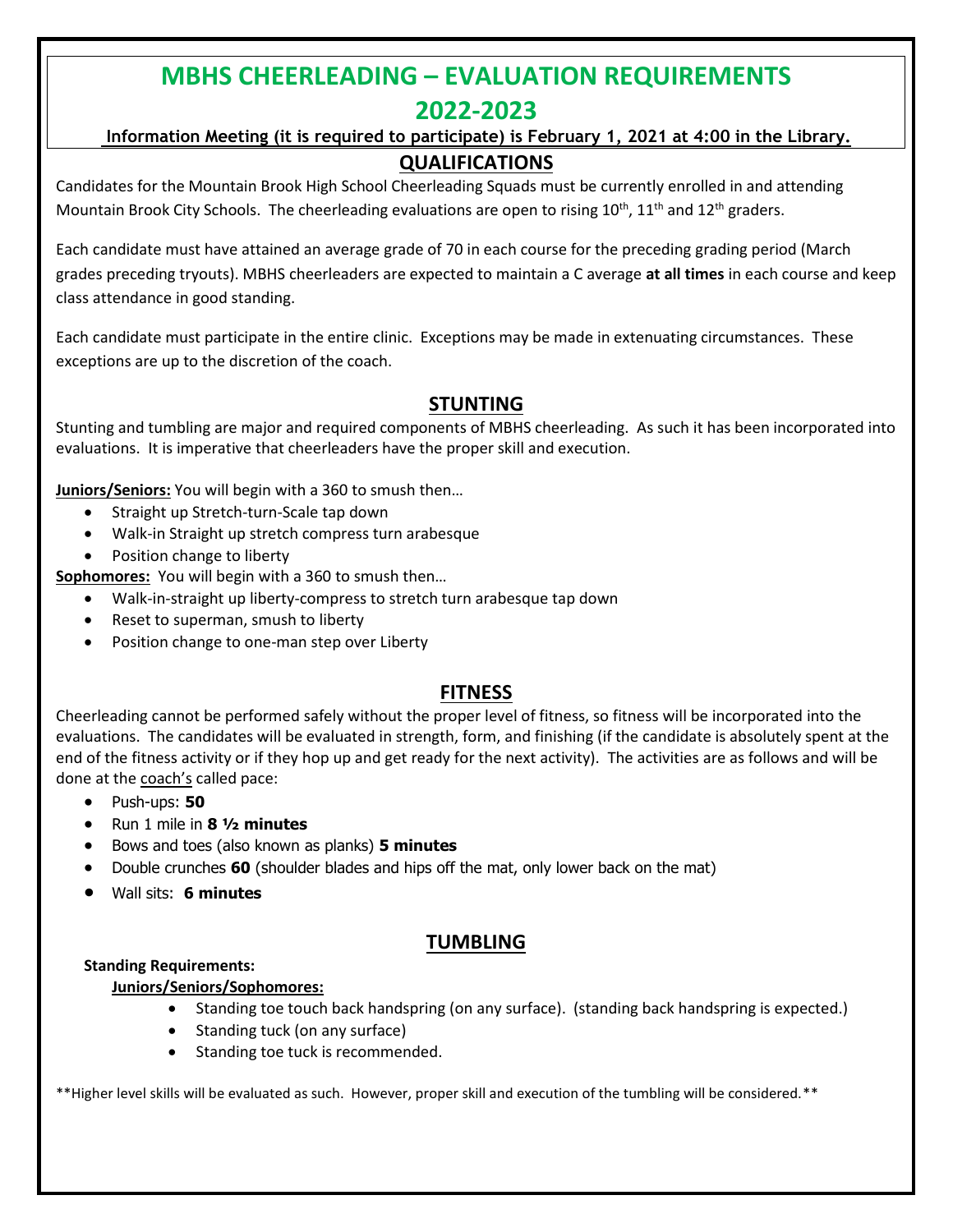# MBHS CHEERLEADING – EVALUATION REQUIREMENTS 2022-2023

**Information Meeting (it is required to participate) is February 1, 2021 at 4:00 in the Library.**

## QUALIFICATIONS

Candidates for the Mountain Brook High School Cheerleading Squads must be currently enrolled in and attending Mountain Brook City Schools. The cheerleading evaluations are open to rising 10th, 11th and 12th graders.

Each candidate must have attained an average grade of 70 in each course for the preceding grading period (March grades preceding tryouts). MBHS cheerleaders are expected to maintain a C average **at all times** in each course and keep class attendance in good standing.

Each candidate must participate in the entire clinic. Exceptions may be made in extenuating circumstances. These exceptions are up to the discretion of the coach.

## STUNTING

Stunting and tumbling are major and required components of MBHS cheerleading. As such it has been incorporated into evaluations. It is imperative that cheerleaders have the proper skill and execution.

**Juniors/Seniors:** You will begin with a 360 to smush then…

- Straight up Stretch-turn-Scale tap down
- Walk-in Straight up stretch compress turn arabesque
- Position change to liberty

**Sophomores:** You will begin with a 360 to smush then…

- Walk-in-straight up liberty-compress to stretch turn arabesque tap down
- Reset to superman, smush to liberty
- Position change to one-man step over Liberty

## FITNESS

Cheerleading cannot be performed safely without the proper level of fitness, so fitness will be incorporated into the evaluations. The candidates will be evaluated in strength, form, and finishing (if the candidate is absolutely spent at the end of the fitness activity or if they hop up and get ready for the next activity). The activities are as follows and will be done at the coach's called pace:

- Push-ups: **50**
- Run 1 mile in **8 ½ minutes**
- Bows and toes (also known as planks) **5 minutes**
- Double crunches **60** (shoulder blades and hips off the mat, only lower back on the mat)
- Wall sits: **6 minutes**

## TUMBLING

**Standing Requirements:**

**Juniors/Seniors/Sophomores:**

- Standing toe touch back handspring (on any surface). (standing back handspring is expected.)
- Standing tuck (on any surface)
- Standing toe tuck is recommended.

**Higher level skills will be evaluated as such. However, proper skill and execution of the tumbling will be considered.**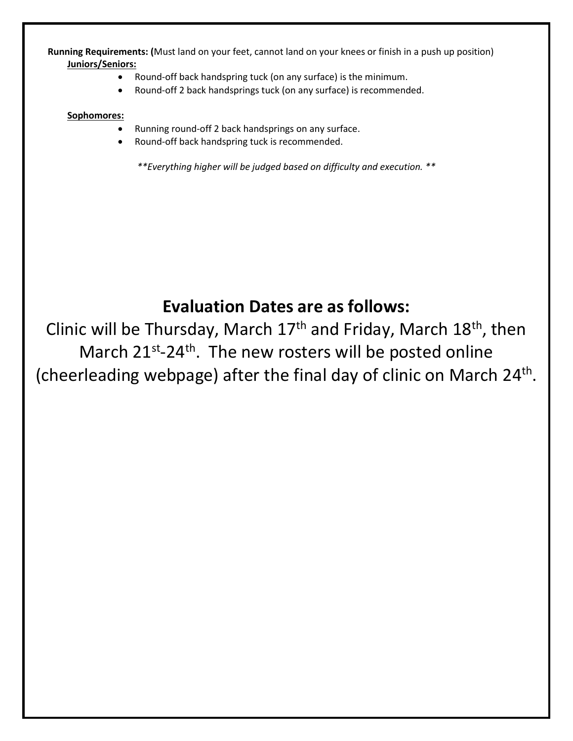**Running Requirements: (**Must land on your feet, cannot land on your knees or finish in a push up position)

**Juniors/Seniors:**

- Round-off back handspring tuck (on any surface) is the minimum.
- Round-off 2 back handsprings tuck (on any surface) is recommended.

**Sophomores:**

- Running round-off 2 back handsprings on any surface.
- Round-off back handspring tuck is recommended.

*\*\*Everything higher will be judged based on difficulty and execution. \*\**

## Evaluation Dates are as follows:

Clinic will be Thursday, March 17th and Friday, March 18th, then March 21st-24th. The new rosters will be posted online (cheerleading webpage) after the final day of clinic on March 24th.